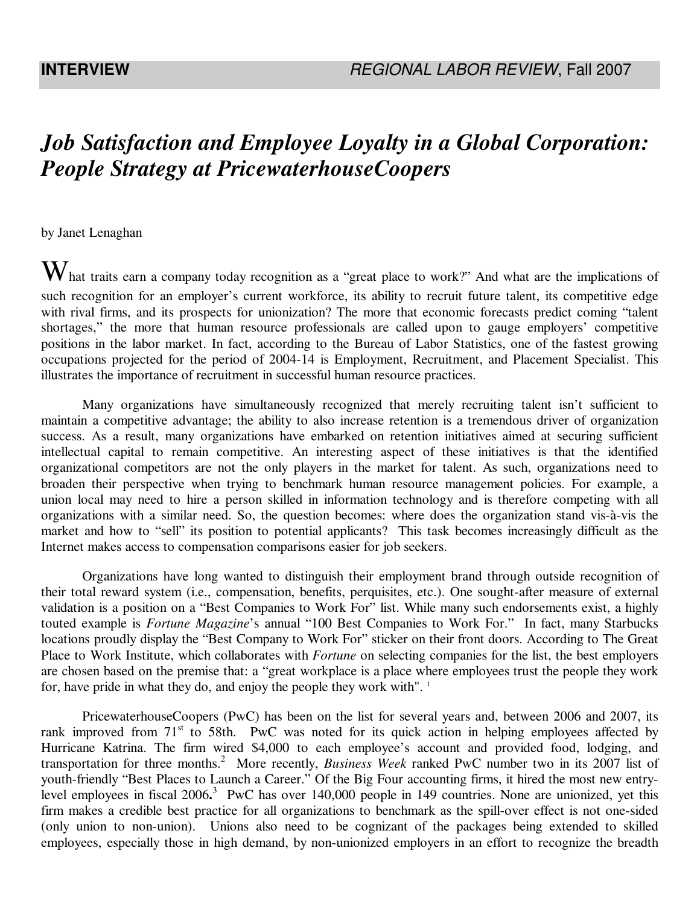**INTERVIEW** *REGIONAL LABOR REVIEW*, Fall 2007

# *Job Satisfaction and Employee Loyalty in a Global Corporation: People Strategy at PricewaterhouseCoopers*

by Janet Lenaghan

What traits earn a company today recognition as a "great place to work?" And what are the implications of such recognition for an employer's current workforce, its ability to recruit future talent, its competitive edge with rival firms, and its prospects for unionization? The more that economic forecasts predict coming "talent shortages," the more that human resource professionals are called upon to gauge employers' competitive positions in the labor market. In fact, according to the Bureau of Labor Statistics, one of the fastest growing occupations projected for the period of 2004-14 is Employment, Recruitment, and Placement Specialist. This illustrates the importance of recruitment in successful human resource practices.

Many organizations have simultaneously recognized that merely recruiting talent isn't sufficient to maintain a competitive advantage; the ability to also increase retention is a tremendous driver of organization success. As a result, many organizations have embarked on retention initiatives aimed at securing sufficient intellectual capital to remain competitive. An interesting aspect of these initiatives is that the identified organizational competitors are not the only players in the market for talent. As such, organizations need to broaden their perspective when trying to benchmark human resource management policies. For example, a union local may need to hire a person skilled in information technology and is therefore competing with all organizations with a similar need. So, the question becomes: where does the organization stand vis-à-vis the market and how to "sell" its position to potential applicants? This task becomes increasingly difficult as the Internet makes access to compensation comparisons easier for job seekers.

Organizations have long wanted to distinguish their employment brand through outside recognition of their total reward system (i.e., compensation, benefits, perquisites, etc.). One sought-after measure of external validation is a position on a "Best Companies to Work For" list. While many such endorsements exist, a highly touted example is *Fortune Magazine*'s annual "100 Best Companies to Work For." In fact, many Starbucks locations proudly display the "Best Company to Work For" sticker on their front doors. According to The Great Place to Work Institute, which collaborates with *Fortune* on selecting companies for the list, the best employers are chosen based on the premise that: a "great workplace is a place where employees trust the people they work for, have pride in what they do, and enjoy the people they work with". [1]

PricewaterhouseCoopers (PwC) has been on the list for several years and, between 2006 and 2007, its rank improved from 71st to 58th. PwC was noted for its quick action in helping employees affected by Hurricane Katrina. The firm wired $4,000 to each employee's account and provided food, lodging, and transportation for three months.[2] More recently, *Business Week* ranked PwC number two in its 2007 list of youth-friendly "Best Places to Launch a Career." Of the Big Four accounting firms, it hired the most new entry-level employees in fiscal 2006**.**[3] PwC has over 140,000 people in 149 countries. None are unionized, yet this firm makes a credible best practice for all organizations to benchmark as the spill-over effect is not one-sided (only union to non-union). Unions also need to be cognizant of the packages being extended to skilled employees, especially those in high demand, by non-unionized employers in an effort to recognize the breadth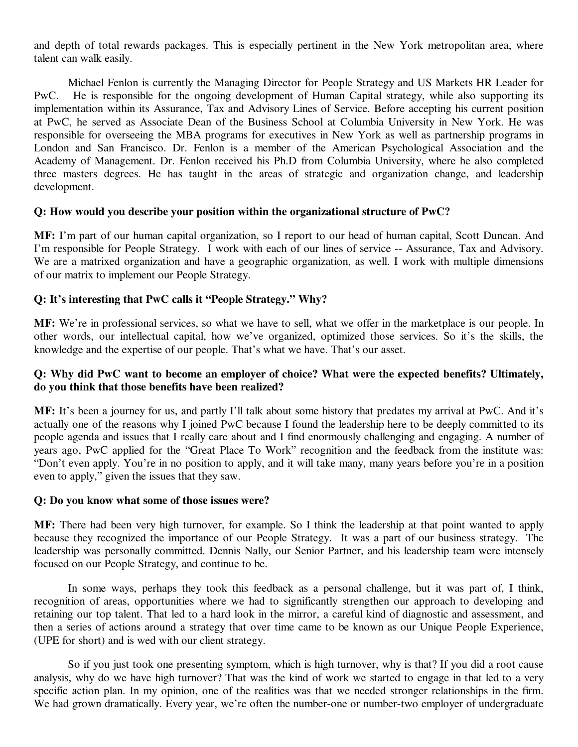and depth of total rewards packages. This is especially pertinent in the New York metropolitan area, where talent can walk easily.

Michael Fenlon is currently the Managing Director for People Strategy and US Markets HR Leader for PwC. He is responsible for the ongoing development of Human Capital strategy, while also supporting its implementation within its Assurance, Tax and Advisory Lines of Service. Before accepting his current position at PwC, he served as Associate Dean of the Business School at Columbia University in New York. He was responsible for overseeing the MBA programs for executives in New York as well as partnership programs in London and San Francisco. Dr. Fenlon is a member of the American Psychological Association and the Academy of Management. Dr. Fenlon received his Ph.D from Columbia University, where he also completed three masters degrees. He has taught in the areas of strategic and organization change, and leadership development.

**Q: How would you describe your position within the organizational structure of PwC?**

**MF:** I'm part of our human capital organization, so I report to our head of human capital, Scott Duncan. And I'm responsible for People Strategy. I work with each of our lines of service -- Assurance, Tax and Advisory. We are a matrixed organization and have a geographic organization, as well. I work with multiple dimensions of our matrix to implement our People Strategy.

**Q: It's interesting that PwC calls it "People Strategy." Why?**

**MF:** We're in professional services, so what we have to sell, what we offer in the marketplace is our people. In other words, our intellectual capital, how we've organized, optimized those services. So it's the skills, the knowledge and the expertise of our people. That's what we have. That's our asset.

**Q: Why did PwC want to become an employer of choice? What were the expected benefits? Ultimately, do you think that those benefits have been realized?**

**MF:** It's been a journey for us, and partly I'll talk about some history that predates my arrival at PwC. And it's actually one of the reasons why I joined PwC because I found the leadership here to be deeply committed to its people agenda and issues that I really care about and I find enormously challenging and engaging. A number of years ago, PwC applied for the "Great Place To Work" recognition and the feedback from the institute was: "Don't even apply. You're in no position to apply, and it will take many, many years before you're in a position even to apply," given the issues that they saw.

**Q: Do you know what some of those issues were?**

**MF:** There had been very high turnover, for example. So I think the leadership at that point wanted to apply because they recognized the importance of our People Strategy. It was a part of our business strategy. The leadership was personally committed. Dennis Nally, our Senior Partner, and his leadership team were intensely focused on our People Strategy, and continue to be.

In some ways, perhaps they took this feedback as a personal challenge, but it was part of, I think, recognition of areas, opportunities where we had to significantly strengthen our approach to developing and retaining our top talent. That led to a hard look in the mirror, a careful kind of diagnostic and assessment, and then a series of actions around a strategy that over time came to be known as our Unique People Experience, (UPE for short) and is wed with our client strategy.

So if you just took one presenting symptom, which is high turnover, why is that? If you did a root cause analysis, why do we have high turnover? That was the kind of work we started to engage in that led to a very specific action plan. In my opinion, one of the realities was that we needed stronger relationships in the firm. We had grown dramatically. Every year, we're often the number-one or number-two employer of undergraduate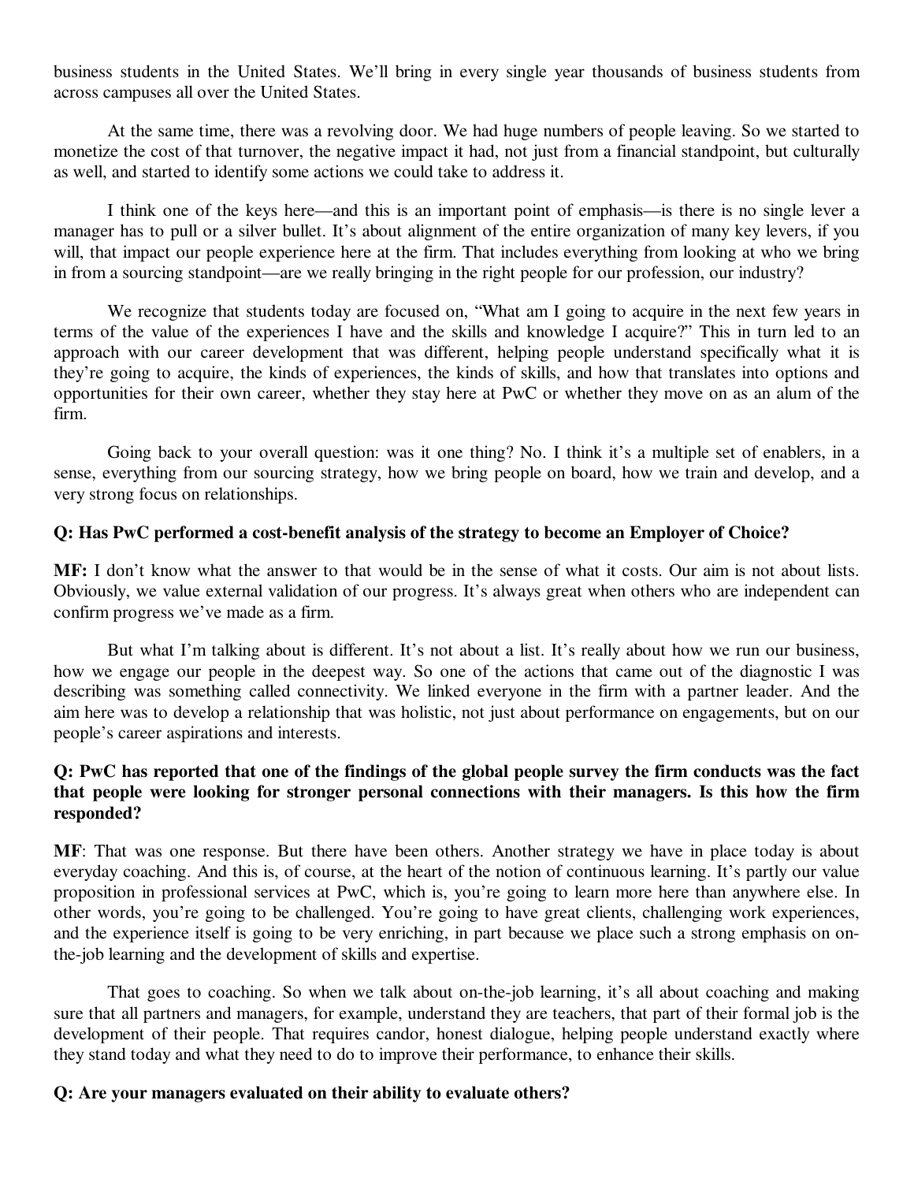business students in the United States. We'll bring in every single year thousands of business students from across campuses all over the United States.

At the same time, there was a revolving door. We had huge numbers of people leaving. So we started to monetize the cost of that turnover, the negative impact it had, not just from a financial standpoint, but culturally as well, and started to identify some actions we could take to address it.

I think one of the keys here—and this is an important point of emphasis—is there is no single lever a manager has to pull or a silver bullet. It's about alignment of the entire organization of many key levers, if you will, that impact our people experience here at the firm. That includes everything from looking at who we bring in from a sourcing standpoint—are we really bringing in the right people for our profession, our industry?

We recognize that students today are focused on, "What am I going to acquire in the next few years in terms of the value of the experiences I have and the skills and knowledge I acquire?" This in turn led to an approach with our career development that was different, helping people understand specifically what it is they're going to acquire, the kinds of experiences, the kinds of skills, and how that translates into options and opportunities for their own career, whether they stay here at PwC or whether they move on as an alum of the firm.

Going back to your overall question: was it one thing? No. I think it's a multiple set of enablers, in a sense, everything from our sourcing strategy, how we bring people on board, how we train and develop, and a very strong focus on relationships.

**Q: Has PwC performed a cost-benefit analysis of the strategy to become an Employer of Choice?**

**MF:** I don't know what the answer to that would be in the sense of what it costs. Our aim is not about lists. Obviously, we value external validation of our progress. It's always great when others who are independent can confirm progress we've made as a firm.

But what I'm talking about is different. It's not about a list. It's really about how we run our business, how we engage our people in the deepest way. So one of the actions that came out of the diagnostic I was describing was something called connectivity. We linked everyone in the firm with a partner leader. And the aim here was to develop a relationship that was holistic, not just about performance on engagements, but on our people's career aspirations and interests.

**Q: PwC has reported that one of the findings of the global people survey the firm conducts was the fact that people were looking for stronger personal connections with their managers. Is this how the firm responded?**

**MF**: That was one response. But there have been others. Another strategy we have in place today is about everyday coaching. And this is, of course, at the heart of the notion of continuous learning. It's partly our value proposition in professional services at PwC, which is, you're going to learn more here than anywhere else. In other words, you're going to be challenged. You're going to have great clients, challenging work experiences, and the experience itself is going to be very enriching, in part because we place such a strong emphasis on on-the-job learning and the development of skills and expertise.

That goes to coaching. So when we talk about on-the-job learning, it's all about coaching and making sure that all partners and managers, for example, understand they are teachers, that part of their formal job is the development of their people. That requires candor, honest dialogue, helping people understand exactly where they stand today and what they need to do to improve their performance, to enhance their skills.

**Q: Are your managers evaluated on their ability to evaluate others?**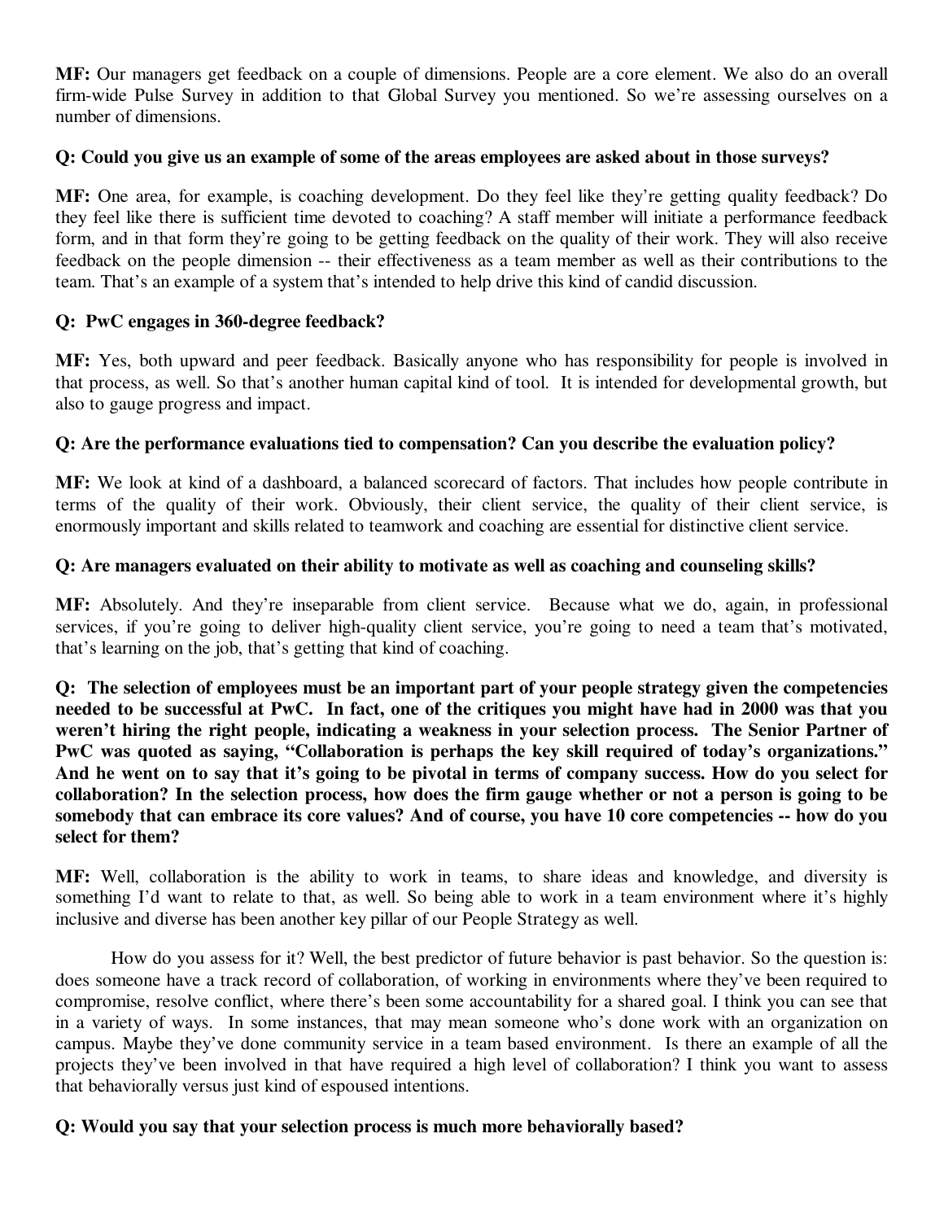**MF:** Our managers get feedback on a couple of dimensions. People are a core element. We also do an overall firm-wide Pulse Survey in addition to that Global Survey you mentioned. So we're assessing ourselves on a number of dimensions.

**Q: Could you give us an example of some of the areas employees are asked about in those surveys?**

**MF:** One area, for example, is coaching development. Do they feel like they're getting quality feedback? Do they feel like there is sufficient time devoted to coaching? A staff member will initiate a performance feedback form, and in that form they're going to be getting feedback on the quality of their work. They will also receive feedback on the people dimension -- their effectiveness as a team member as well as their contributions to the team. That's an example of a system that's intended to help drive this kind of candid discussion.

**Q: PwC engages in 360-degree feedback?**

**MF:** Yes, both upward and peer feedback. Basically anyone who has responsibility for people is involved in that process, as well. So that's another human capital kind of tool. It is intended for developmental growth, but also to gauge progress and impact.

**Q: Are the performance evaluations tied to compensation? Can you describe the evaluation policy?**

**MF:** We look at kind of a dashboard, a balanced scorecard of factors. That includes how people contribute in terms of the quality of their work. Obviously, their client service, the quality of their client service, is enormously important and skills related to teamwork and coaching are essential for distinctive client service.

**Q: Are managers evaluated on their ability to motivate as well as coaching and counseling skills?**

**MF:** Absolutely. And they're inseparable from client service. Because what we do, again, in professional services, if you're going to deliver high-quality client service, you're going to need a team that's motivated, that's learning on the job, that's getting that kind of coaching.

**Q: The selection of employees must be an important part of your people strategy given the competencies needed to be successful at PwC. In fact, one of the critiques you might have had in 2000 was that you weren't hiring the right people, indicating a weakness in your selection process. The Senior Partner of PwC was quoted as saying, "Collaboration is perhaps the key skill required of today's organizations." And he went on to say that it's going to be pivotal in terms of company success. How do you select for collaboration? In the selection process, how does the firm gauge whether or not a person is going to be somebody that can embrace its core values? And of course, you have 10 core competencies -- how do you select for them?**

**MF:** Well, collaboration is the ability to work in teams, to share ideas and knowledge, and diversity is something I'd want to relate to that, as well. So being able to work in a team environment where it's highly inclusive and diverse has been another key pillar of our People Strategy as well.

How do you assess for it? Well, the best predictor of future behavior is past behavior. So the question is: does someone have a track record of collaboration, of working in environments where they've been required to compromise, resolve conflict, where there's been some accountability for a shared goal. I think you can see that in a variety of ways. In some instances, that may mean someone who's done work with an organization on campus. Maybe they've done community service in a team based environment. Is there an example of all the projects they've been involved in that have required a high level of collaboration? I think you want to assess that behaviorally versus just kind of espoused intentions.

**Q: Would you say that your selection process is much more behaviorally based?**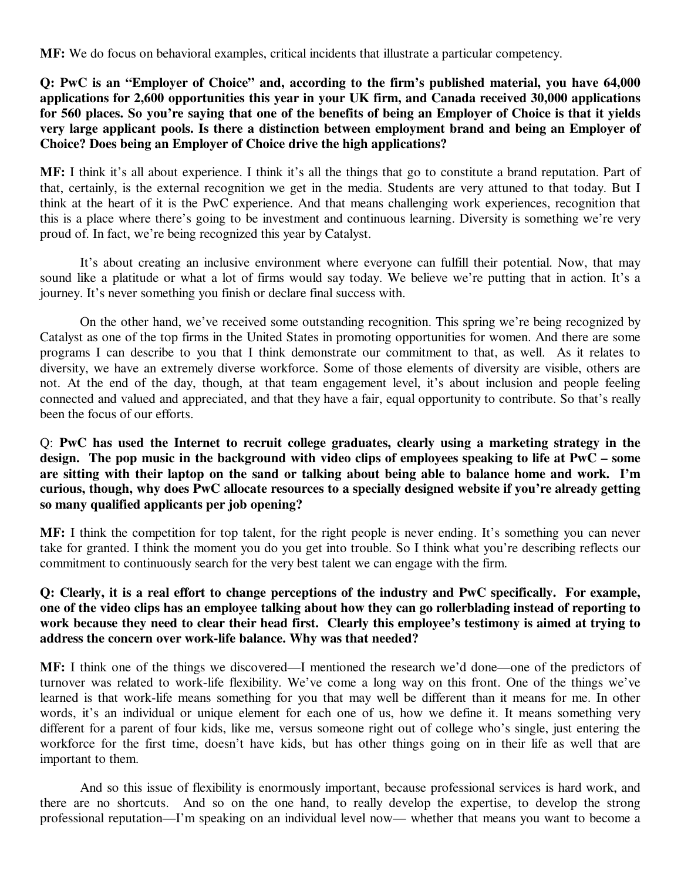**MF:** We do focus on behavioral examples, critical incidents that illustrate a particular competency.

**Q: PwC is an "Employer of Choice" and, according to the firm's published material, you have 64,000 applications for 2,600 opportunities this year in your UK firm, and Canada received 30,000 applications for 560 places. So you're saying that one of the benefits of being an Employer of Choice is that it yields very large applicant pools. Is there a distinction between employment brand and being an Employer of Choice? Does being an Employer of Choice drive the high applications?**

**MF:** I think it's all about experience. I think it's all the things that go to constitute a brand reputation. Part of that, certainly, is the external recognition we get in the media. Students are very attuned to that today. But I think at the heart of it is the PwC experience. And that means challenging work experiences, recognition that this is a place where there's going to be investment and continuous learning. Diversity is something we're very proud of. In fact, we're being recognized this year by Catalyst.

It's about creating an inclusive environment where everyone can fulfill their potential. Now, that may sound like a platitude or what a lot of firms would say today. We believe we're putting that in action. It's a journey. It's never something you finish or declare final success with.

On the other hand, we've received some outstanding recognition. This spring we're being recognized by Catalyst as one of the top firms in the United States in promoting opportunities for women. And there are some programs I can describe to you that I think demonstrate our commitment to that, as well. As it relates to diversity, we have an extremely diverse workforce. Some of those elements of diversity are visible, others are not. At the end of the day, though, at that team engagement level, it's about inclusion and people feeling connected and valued and appreciated, and that they have a fair, equal opportunity to contribute. So that's really been the focus of our efforts.

Q: **PwC has used the Internet to recruit college graduates, clearly using a marketing strategy in the design. The pop music in the background with video clips of employees speaking to life at PwC – some are sitting with their laptop on the sand or talking about being able to balance home and work. I'm curious, though, why does PwC allocate resources to a specially designed website if you're already getting so many qualified applicants per job opening?**

**MF:** I think the competition for top talent, for the right people is never ending. It's something you can never take for granted. I think the moment you do you get into trouble. So I think what you're describing reflects our commitment to continuously search for the very best talent we can engage with the firm.

**Q: Clearly, it is a real effort to change perceptions of the industry and PwC specifically. For example, one of the video clips has an employee talking about how they can go rollerblading instead of reporting to work because they need to clear their head first. Clearly this employee's testimony is aimed at trying to address the concern over work-life balance. Why was that needed?**

**MF:** I think one of the things we discovered—I mentioned the research we'd done—one of the predictors of turnover was related to work-life flexibility. We've come a long way on this front. One of the things we've learned is that work-life means something for you that may well be different than it means for me. In other words, it's an individual or unique element for each one of us, how we define it. It means something very different for a parent of four kids, like me, versus someone right out of college who's single, just entering the workforce for the first time, doesn't have kids, but has other things going on in their life as well that are important to them.

And so this issue of flexibility is enormously important, because professional services is hard work, and there are no shortcuts. And so on the one hand, to really develop the expertise, to develop the strong professional reputation—I'm speaking on an individual level now— whether that means you want to become a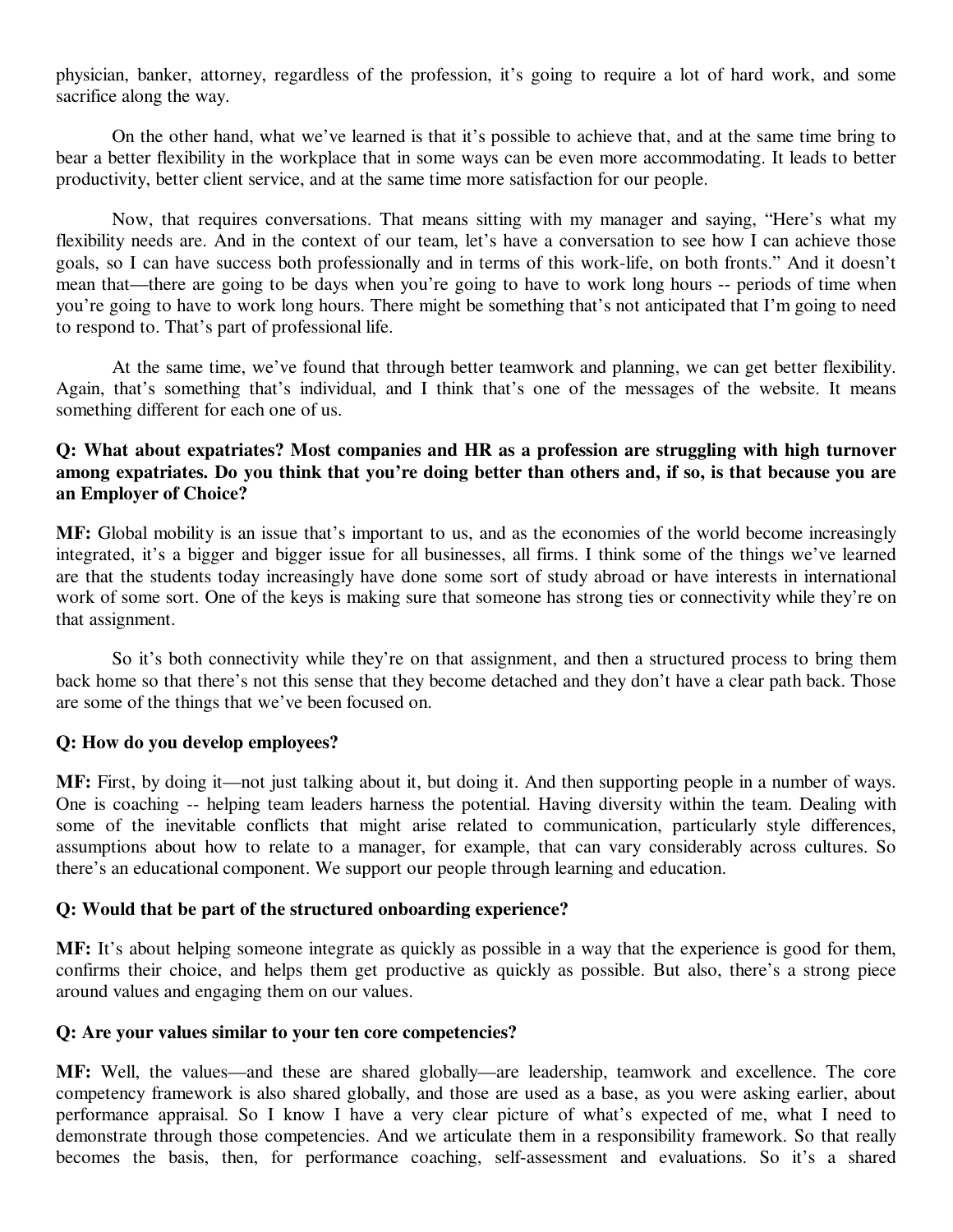physician, banker, attorney, regardless of the profession, it's going to require a lot of hard work, and some sacrifice along the way.

On the other hand, what we've learned is that it's possible to achieve that, and at the same time bring to bear a better flexibility in the workplace that in some ways can be even more accommodating. It leads to better productivity, better client service, and at the same time more satisfaction for our people.

Now, that requires conversations. That means sitting with my manager and saying, "Here's what my flexibility needs are. And in the context of our team, let's have a conversation to see how I can achieve those goals, so I can have success both professionally and in terms of this work-life, on both fronts." And it doesn't mean that—there are going to be days when you're going to have to work long hours -- periods of time when you're going to have to work long hours. There might be something that's not anticipated that I'm going to need to respond to. That's part of professional life.

At the same time, we've found that through better teamwork and planning, we can get better flexibility. Again, that's something that's individual, and I think that's one of the messages of the website. It means something different for each one of us.

**Q: What about expatriates? Most companies and HR as a profession are struggling with high turnover among expatriates. Do you think that you're doing better than others and, if so, is that because you are an Employer of Choice?**

**MF:** Global mobility is an issue that's important to us, and as the economies of the world become increasingly integrated, it's a bigger and bigger issue for all businesses, all firms. I think some of the things we've learned are that the students today increasingly have done some sort of study abroad or have interests in international work of some sort. One of the keys is making sure that someone has strong ties or connectivity while they're on that assignment.

So it's both connectivity while they're on that assignment, and then a structured process to bring them back home so that there's not this sense that they become detached and they don't have a clear path back. Those are some of the things that we've been focused on.

**Q: How do you develop employees?**

**MF:** First, by doing it—not just talking about it, but doing it. And then supporting people in a number of ways. One is coaching -- helping team leaders harness the potential. Having diversity within the team. Dealing with some of the inevitable conflicts that might arise related to communication, particularly style differences, assumptions about how to relate to a manager, for example, that can vary considerably across cultures. So there's an educational component. We support our people through learning and education.

**Q: Would that be part of the structured onboarding experience?**

**MF:** It's about helping someone integrate as quickly as possible in a way that the experience is good for them, confirms their choice, and helps them get productive as quickly as possible. But also, there's a strong piece around values and engaging them on our values.

**Q: Are your values similar to your ten core competencies?**

**MF:** Well, the values—and these are shared globally—are leadership, teamwork and excellence. The core competency framework is also shared globally, and those are used as a base, as you were asking earlier, about performance appraisal. So I know I have a very clear picture of what's expected of me, what I need to demonstrate through those competencies. And we articulate them in a responsibility framework. So that really becomes the basis, then, for performance coaching, self-assessment and evaluations. So it's a shared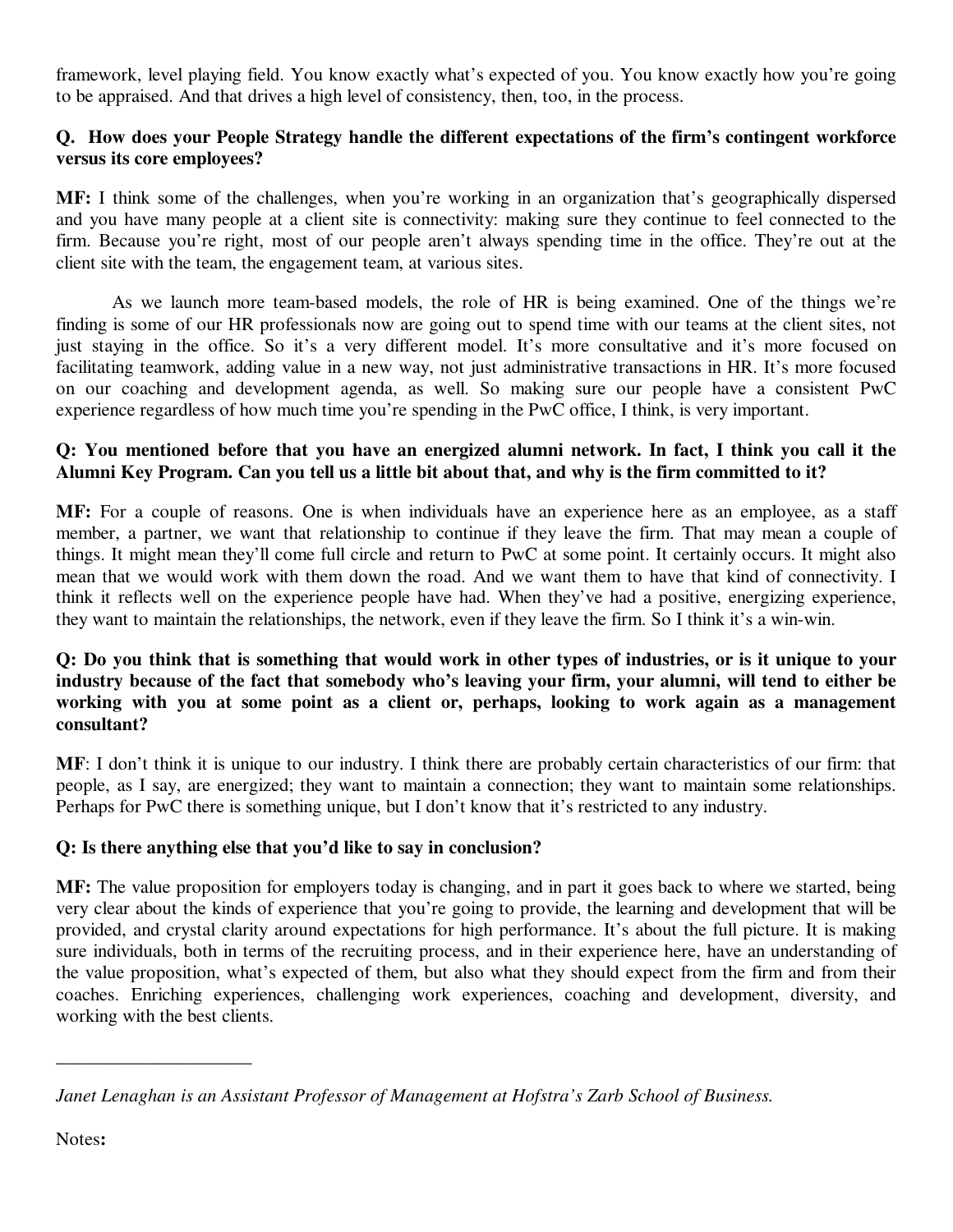framework, level playing field. You know exactly what's expected of you. You know exactly how you're going to be appraised. And that drives a high level of consistency, then, too, in the process.

**Q. How does your People Strategy handle the different expectations of the firm's contingent workforce versus its core employees?**

**MF:** I think some of the challenges, when you're working in an organization that's geographically dispersed and you have many people at a client site is connectivity: making sure they continue to feel connected to the firm. Because you're right, most of our people aren't always spending time in the office. They're out at the client site with the team, the engagement team, at various sites.

As we launch more team-based models, the role of HR is being examined. One of the things we're finding is some of our HR professionals now are going out to spend time with our teams at the client sites, not just staying in the office. So it's a very different model. It's more consultative and it's more focused on facilitating teamwork, adding value in a new way, not just administrative transactions in HR. It's more focused on our coaching and development agenda, as well. So making sure our people have a consistent PwC experience regardless of how much time you're spending in the PwC office, I think, is very important.

**Q: You mentioned before that you have an energized alumni network. In fact, I think you call it the Alumni Key Program. Can you tell us a little bit about that, and why is the firm committed to it?**

**MF:** For a couple of reasons. One is when individuals have an experience here as an employee, as a staff member, a partner, we want that relationship to continue if they leave the firm. That may mean a couple of things. It might mean they'll come full circle and return to PwC at some point. It certainly occurs. It might also mean that we would work with them down the road. And we want them to have that kind of connectivity. I think it reflects well on the experience people have had. When they've had a positive, energizing experience, they want to maintain the relationships, the network, even if they leave the firm. So I think it's a win-win.

**Q: Do you think that is something that would work in other types of industries, or is it unique to your industry because of the fact that somebody who's leaving your firm, your alumni, will tend to either be working with you at some point as a client or, perhaps, looking to work again as a management consultant?**

**MF**: I don't think it is unique to our industry. I think there are probably certain characteristics of our firm: that people, as I say, are energized; they want to maintain a connection; they want to maintain some relationships. Perhaps for PwC there is something unique, but I don't know that it's restricted to any industry.

**Q: Is there anything else that you'd like to say in conclusion?**

**MF:** The value proposition for employers today is changing, and in part it goes back to where we started, being very clear about the kinds of experience that you're going to provide, the learning and development that will be provided, and crystal clarity around expectations for high performance. It's about the full picture. It is making sure individuals, both in terms of the recruiting process, and in their experience here, have an understanding of the value proposition, what's expected of them, but also what they should expect from the firm and from their coaches. Enriching experiences, challenging work experiences, coaching and development, diversity, and working with the best clients.

---

*Janet Lenaghan is an Assistant Professor of Management at Hofstra's Zarb School of Business.*

Notes**:**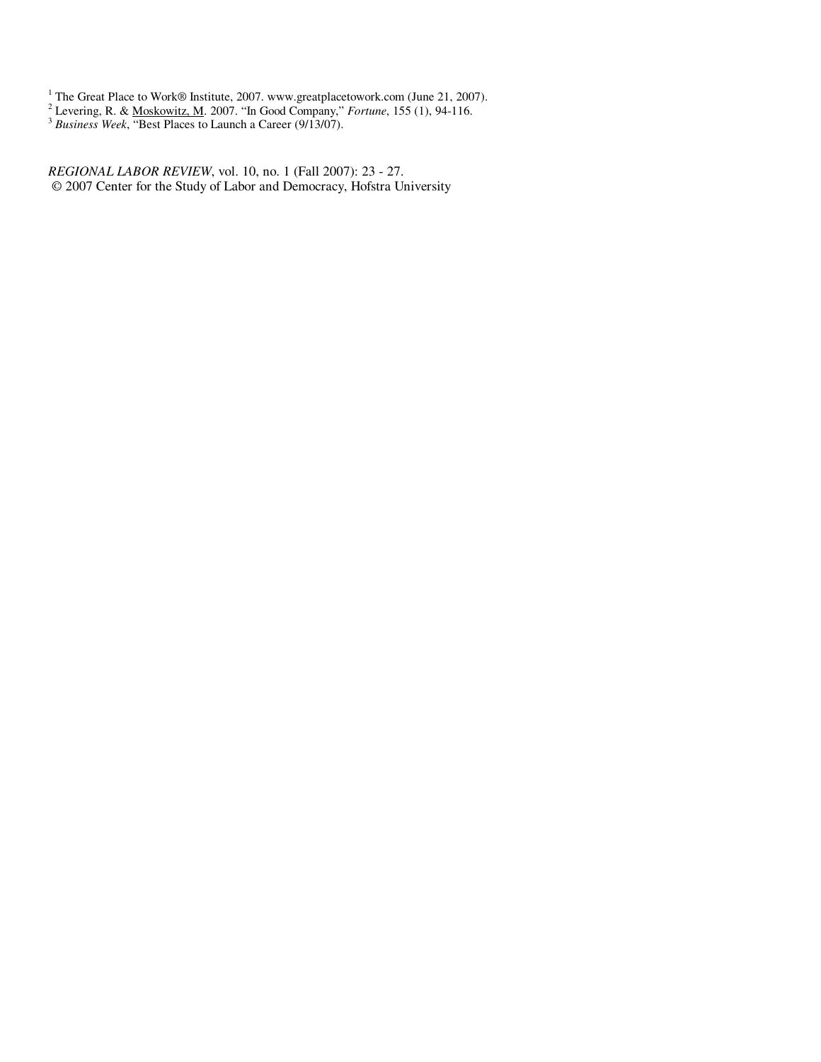[1] The Great Place to Work® Institute, 2007. www.greatplacetowork.com (June 21, 2007).
[2] Levering, R. & Moskowitz, M. 2007. "In Good Company," *Fortune*, 155 (1), 94-116.
[3] *Business Week*, "Best Places to Launch a Career (9/13/07).

*REGIONAL LABOR REVIEW*, vol. 10, no. 1 (Fall 2007): 23 - 27.
© 2007 Center for the Study of Labor and Democracy, Hofstra University